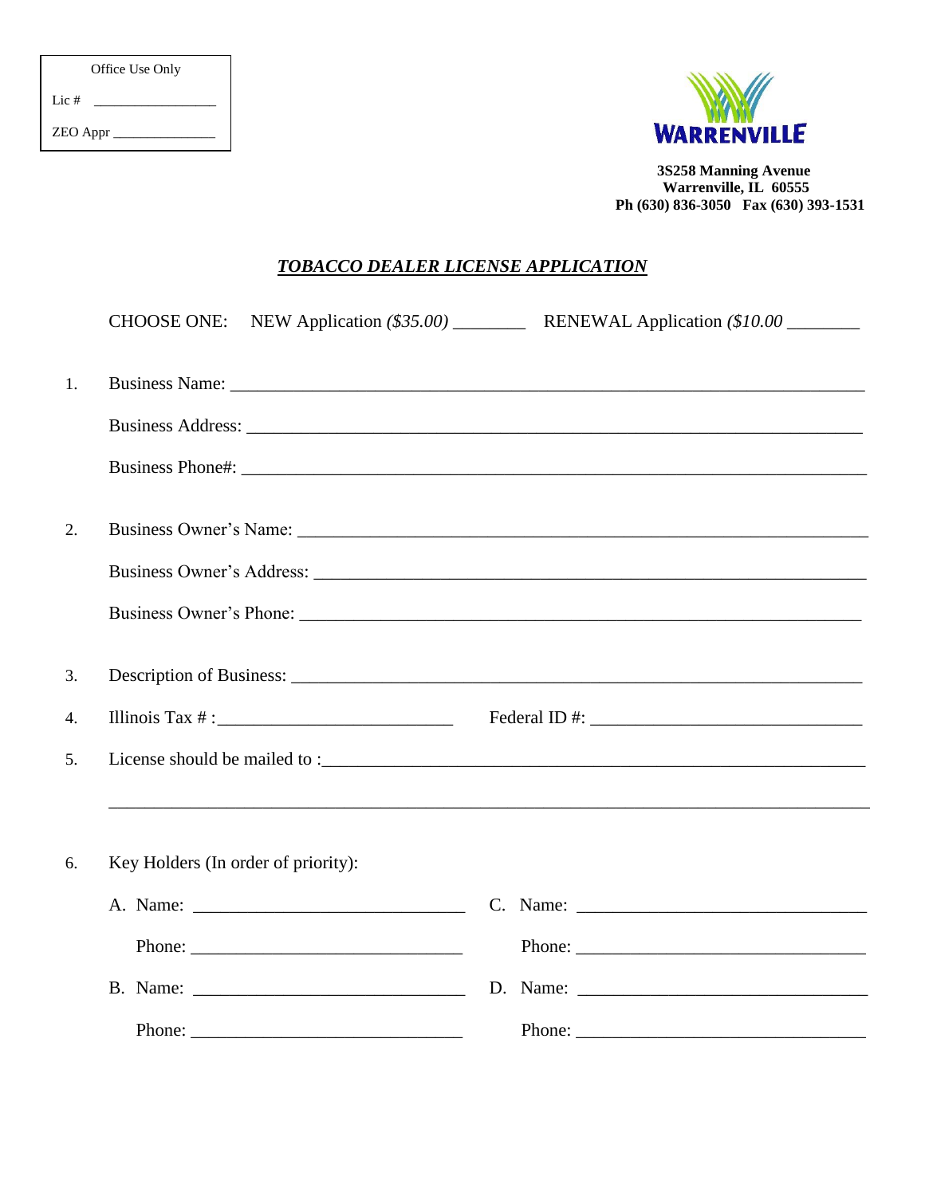Office Use Only

Lic # ________________

ZEO Appr ______________

WARRENVILLE

**3S258 Manning Avenue**
**Warrenville, IL 60555**
**Ph (630) 836-3050 Fax (630) 393-1531**

# ***TOBACCO DEALER LICENSE APPLICATION***

CHOOSE ONE: NEW Application *($35.00)* ________ RENEWAL Application *($10.00* ________

1. Business Name: ______________________________________________________________

   Business Address: ____________________________________________________________

   Business Phone#: _____________________________________________________________

2. Business Owner's Name: _______________________________________________________

   Business Owner's Address: _____________________________________________________

   Business Owner's Phone: _______________________________________________________

3. Description of Business: _______________________________________________________

4. Illinois Tax # :__________________________ Federal ID #: ____________________________

5. License should be mailed to :___________________________________________________

   ______________________________________________________________________________

6. Key Holders (In order of priority):

   A. Name: ____________________________ C. Name: ______________________________

      Phone: ____________________________ Phone: ______________________________

   B. Name: ____________________________ D. Name: ______________________________

      Phone: ____________________________ Phone: ______________________________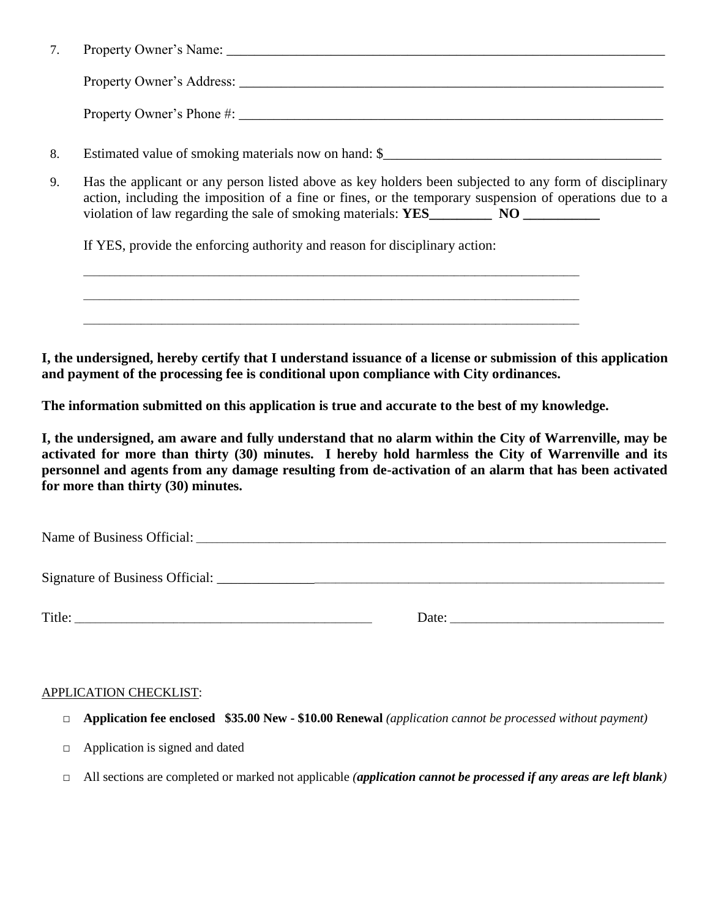7. Property Owner's Name: ______________________________________________________________

   Property Owner's Address: ____________________________________________________________

   Property Owner's Phone #: ____________________________________________________________

8. Estimated value of smoking materials now on hand: $_______________________________________

9. Has the applicant or any person listed above as key holders been subjected to any form of disciplinary action, including the imposition of a fine or fines, or the temporary suspension of operations due to a violation of law regarding the sale of smoking materials: **YES_________ NO ___________**

   If YES, provide the enforcing authority and reason for disciplinary action:

   ___________________________________________________________________________

   ___________________________________________________________________________

   ___________________________________________________________________________

**I, the undersigned, hereby certify that I understand issuance of a license or submission of this application and payment of the processing fee is conditional upon compliance with City ordinances.**

**The information submitted on this application is true and accurate to the best of my knowledge.**

**I, the undersigned, am aware and fully understand that no alarm within the City of Warrenville, may be activated for more than thirty (30) minutes. I hereby hold harmless the City of Warrenville and its personnel and agents from any damage resulting from de-activation of an alarm that has been activated for more than thirty (30) minutes.**

Name of Business Official: _____________________________________________________________________

Signature of Business Official: __________________________________________________________________

Title: ____________________________________________ Date: ______________________________

APPLICATION CHECKLIST:

- □ **Application fee enclosed $35.00 New - $10.00 Renewal** *(application cannot be processed without payment)*
- □ Application is signed and dated
- □ All sections are completed or marked not applicable *(**application cannot be processed if any areas are left blank**)*